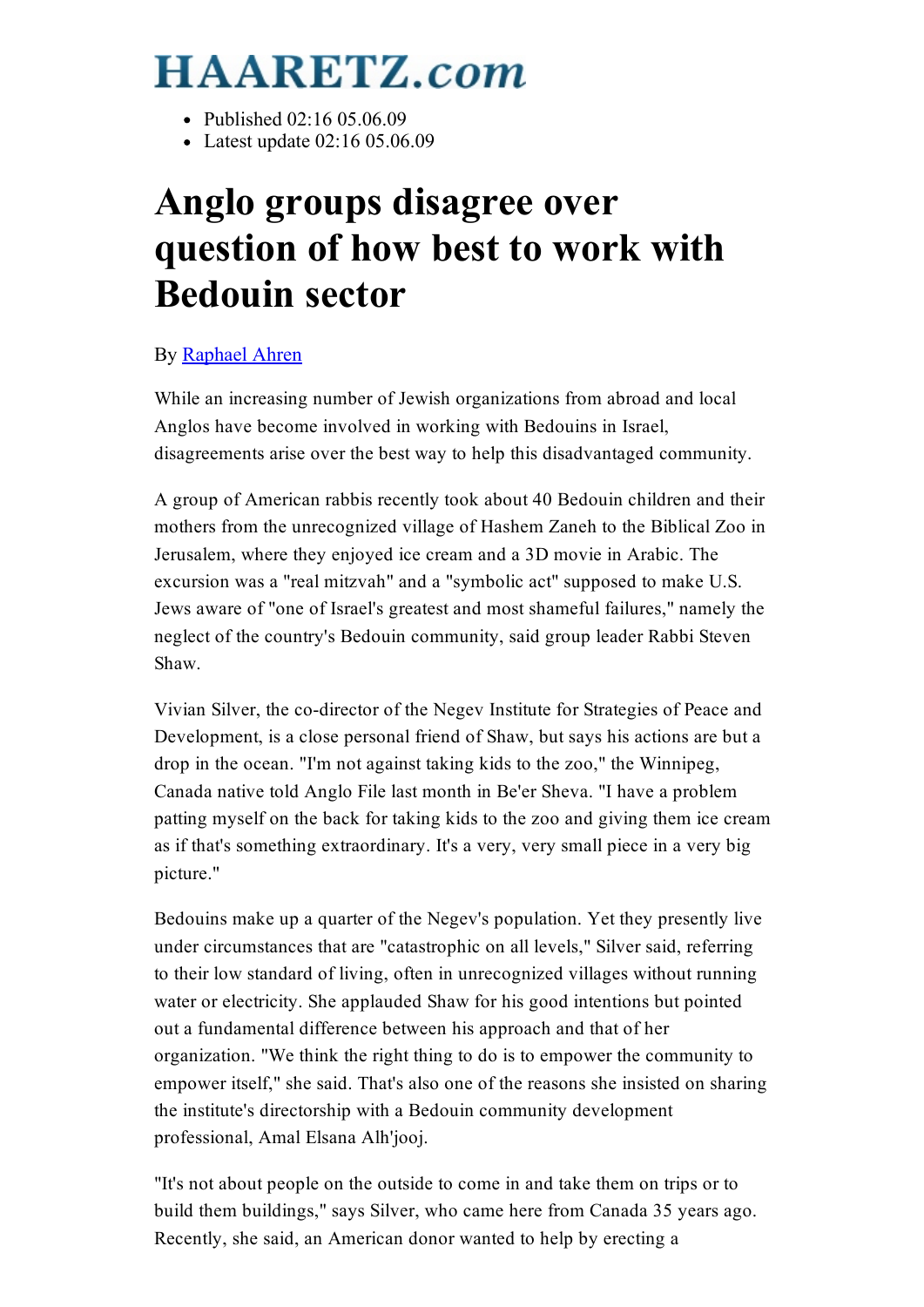# HAARETZ.com

- Published 02:16 05.06.09
- Latest update 02:16 05.06.09

# Anglo groups disagree over question of how best to work with Bedouin sector

By Raphael Ahren

While an increasing number of Jewish organizations from abroad and local Anglos have become involved in working with Bedouins in Israel, disagreements arise over the best way to help this disadvantaged community.

A group of American rabbis recently took about 40 Bedouin children and their mothers from the unrecognized village of Hashem Zaneh to the Biblical Zoo in Jerusalem, where they enjoyed ice cream and a 3D movie in Arabic. The excursion was a "real mitzvah" and a "symbolic act" supposed to make U.S. Jews aware of "one of Israel's greatest and most shameful failures," namely the neglect of the country's Bedouin community, said group leader Rabbi Steven Shaw.

Vivian Silver, the co-director of the Negev Institute for Strategies of Peace and Development, is a close personal friend of Shaw, but says his actions are but a drop in the ocean. "I'm not against taking kids to the zoo," the Winnipeg, Canada native told Anglo File last month in Be'er Sheva. "I have a problem patting myself on the back for taking kids to the zoo and giving them ice cream as if that's something extraordinary. It's a very, very small piece in a very big picture."

Bedouins make up a quarter of the Negev's population. Yet they presently live under circumstances that are "catastrophic on all levels," Silver said, referring to their low standard of living, often in unrecognized villages without running water or electricity. She applauded Shaw for his good intentions but pointed out a fundamental difference between his approach and that of her organization. "We think the right thing to do is to empower the community to empower itself," she said. That's also one of the reasons she insisted on sharing the institute's directorship with a Bedouin community development professional, Amal Elsana Alh'jooj.

"It's not about people on the outside to come in and take them on trips or to build them buildings," says Silver, who came here from Canada 35 years ago. Recently, she said, an American donor wanted to help by erecting a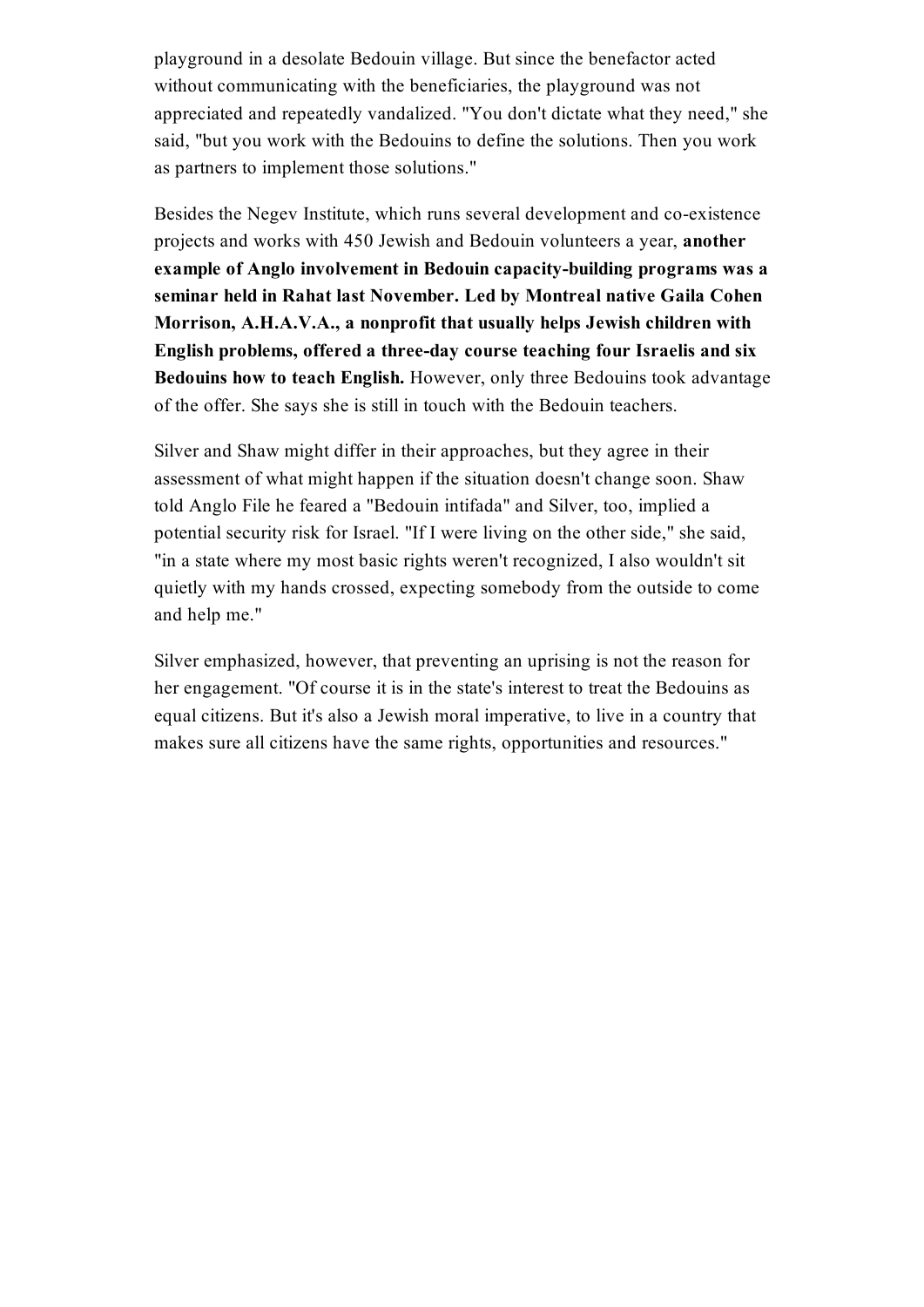playground in a desolate Bedouin village. But since the benefactor acted without communicating with the beneficiaries, the playground was not appreciated and repeatedly vandalized. "You don't dictate what they need," she said, "but you work with the Bedouins to define the solutions. Then you work as partners to implement those solutions."

Besides the Negev Institute, which runs several development and co-existence projects and works with 450 Jewish and Bedouin volunteers a year, **another example of Anglo involvement in Bedouin capacity-building programs was a seminar held in Rahat last November. Led by Montreal native Gaila Cohen Morrison, A.H.A.V.A., a nonprofit that usually helps Jewish children with English problems, offered a three-day course teaching four Israelis and six Bedouins how to teach English.** However, only three Bedouins took advantage of the offer. She says she is still in touch with the Bedouin teachers.

Silver and Shaw might differ in their approaches, but they agree in their assessment of what might happen if the situation doesn't change soon. Shaw told Anglo File he feared a "Bedouin intifada" and Silver, too, implied a potential security risk for Israel. "If I were living on the other side," she said, "in a state where my most basic rights weren't recognized, I also wouldn't sit quietly with my hands crossed, expecting somebody from the outside to come and help me."

Silver emphasized, however, that preventing an uprising is not the reason for her engagement. "Of course it is in the state's interest to treat the Bedouins as equal citizens. But it's also a Jewish moral imperative, to live in a country that makes sure all citizens have the same rights, opportunities and resources."